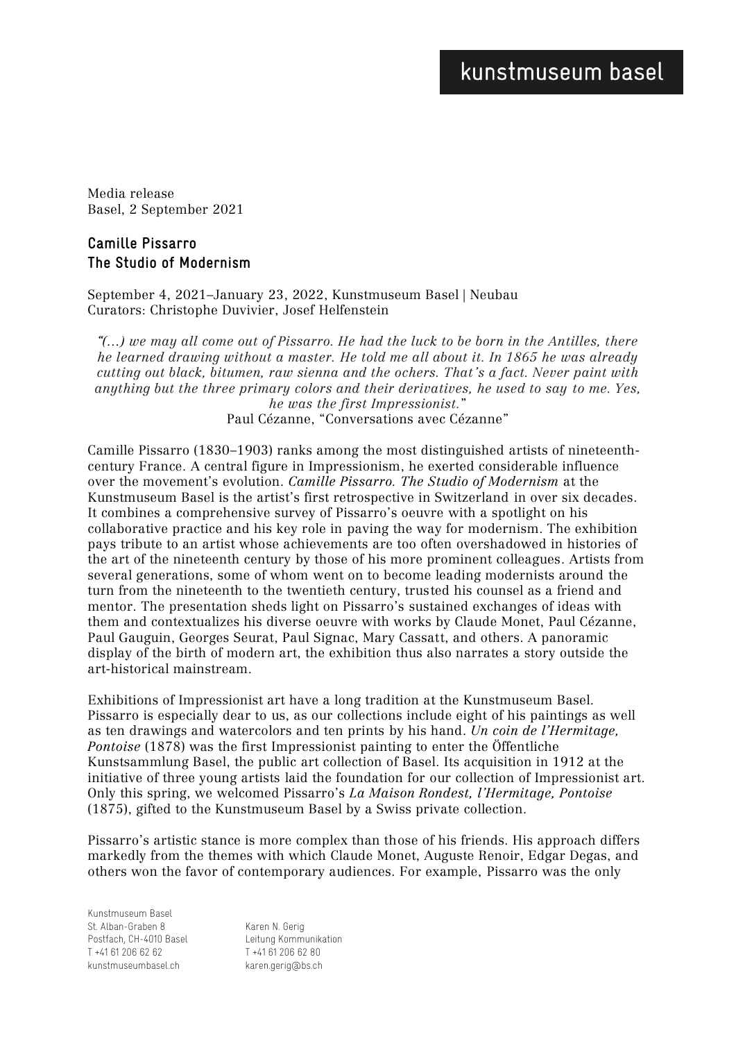kunstmuseum basel

Media release
Basel, 2 September 2021

## Camille Pissarro
## The Studio of Modernism

September 4, 2021–January 23, 2022, Kunstmuseum Basel | Neubau
Curators: Christophe Duvivier, Josef Helfenstein

*"(…) we may all come out of Pissarro. He had the luck to be born in the Antilles, there he learned drawing without a master. He told me all about it. In 1865 he was already cutting out black, bitumen, raw sienna and the ochers. That's a fact. Never paint with anything but the three primary colors and their derivatives, he used to say to me. Yes, he was the first Impressionist."*
Paul Cézanne, "Conversations avec Cézanne"

Camille Pissarro (1830–1903) ranks among the most distinguished artists of nineteenth-century France. A central figure in Impressionism, he exerted considerable influence over the movement's evolution. *Camille Pissarro. The Studio of Modernism* at the Kunstmuseum Basel is the artist's first retrospective in Switzerland in over six decades. It combines a comprehensive survey of Pissarro's oeuvre with a spotlight on his collaborative practice and his key role in paving the way for modernism. The exhibition pays tribute to an artist whose achievements are too often overshadowed in histories of the art of the nineteenth century by those of his more prominent colleagues. Artists from several generations, some of whom went on to become leading modernists around the turn from the nineteenth to the twentieth century, trusted his counsel as a friend and mentor. The presentation sheds light on Pissarro's sustained exchanges of ideas with them and contextualizes his diverse oeuvre with works by Claude Monet, Paul Cézanne, Paul Gauguin, Georges Seurat, Paul Signac, Mary Cassatt, and others. A panoramic display of the birth of modern art, the exhibition thus also narrates a story outside the art-historical mainstream.

Exhibitions of Impressionist art have a long tradition at the Kunstmuseum Basel. Pissarro is especially dear to us, as our collections include eight of his paintings as well as ten drawings and watercolors and ten prints by his hand. *Un coin de l'Hermitage, Pontoise* (1878) was the first Impressionist painting to enter the Öffentliche Kunstsammlung Basel, the public art collection of Basel. Its acquisition in 1912 at the initiative of three young artists laid the foundation for our collection of Impressionist art. Only this spring, we welcomed Pissarro's *La Maison Rondest, l'Hermitage, Pontoise* (1875), gifted to the Kunstmuseum Basel by a Swiss private collection.

Pissarro's artistic stance is more complex than those of his friends. His approach differs markedly from the themes with which Claude Monet, Auguste Renoir, Edgar Degas, and others won the favor of contemporary audiences. For example, Pissarro was the only

Kunstmuseum Basel
St. Alban-Graben 8
Postfach, CH-4010 Basel
T +41 61 206 62 62
kunstmuseumbasel.ch

Karen N. Gerig
Leitung Kommunikation
T +41 61 206 62 80
karen.gerig@bs.ch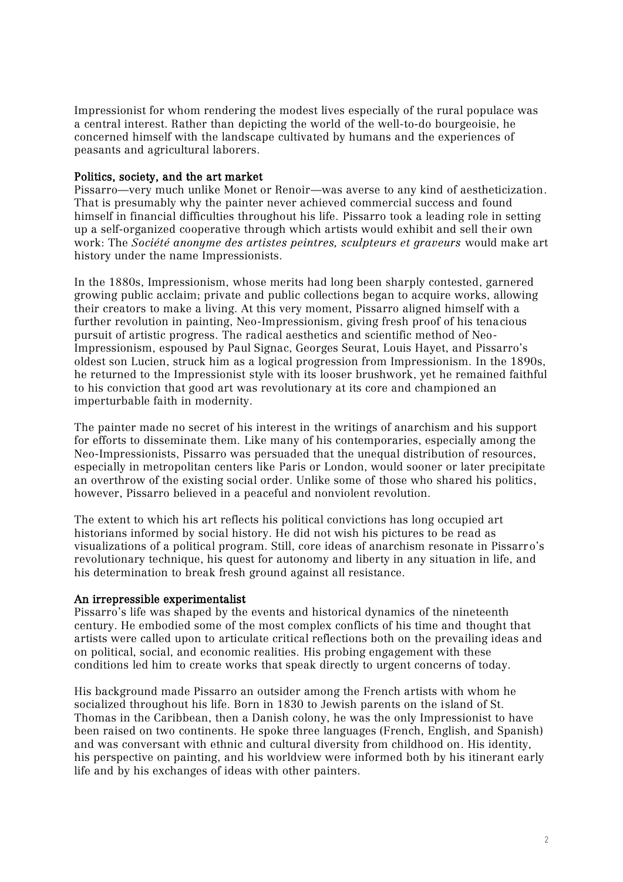Impressionist for whom rendering the modest lives especially of the rural populace was a central interest. Rather than depicting the world of the well-to-do bourgeoisie, he concerned himself with the landscape cultivated by humans and the experiences of peasants and agricultural laborers.

**Politics, society, and the art market**

Pissarro—very much unlike Monet or Renoir—was averse to any kind of aestheticization. That is presumably why the painter never achieved commercial success and found himself in financial difficulties throughout his life. Pissarro took a leading role in setting up a self-organized cooperative through which artists would exhibit and sell their own work: The *Société anonyme des artistes peintres, sculpteurs et graveurs* would make art history under the name Impressionists.

In the 1880s, Impressionism, whose merits had long been sharply contested, garnered growing public acclaim; private and public collections began to acquire works, allowing their creators to make a living. At this very moment, Pissarro aligned himself with a further revolution in painting, Neo-Impressionism, giving fresh proof of his tenacious pursuit of artistic progress. The radical aesthetics and scientific method of Neo-Impressionism, espoused by Paul Signac, Georges Seurat, Louis Hayet, and Pissarro's oldest son Lucien, struck him as a logical progression from Impressionism. In the 1890s, he returned to the Impressionist style with its looser brushwork, yet he remained faithful to his conviction that good art was revolutionary at its core and championed an imperturbable faith in modernity.

The painter made no secret of his interest in the writings of anarchism and his support for efforts to disseminate them. Like many of his contemporaries, especially among the Neo-Impressionists, Pissarro was persuaded that the unequal distribution of resources, especially in metropolitan centers like Paris or London, would sooner or later precipitate an overthrow of the existing social order. Unlike some of those who shared his politics, however, Pissarro believed in a peaceful and nonviolent revolution.

The extent to which his art reflects his political convictions has long occupied art historians informed by social history. He did not wish his pictures to be read as visualizations of a political program. Still, core ideas of anarchism resonate in Pissarro's revolutionary technique, his quest for autonomy and liberty in any situation in life, and his determination to break fresh ground against all resistance.

**An irrepressible experimentalist**

Pissarro's life was shaped by the events and historical dynamics of the nineteenth century. He embodied some of the most complex conflicts of his time and thought that artists were called upon to articulate critical reflections both on the prevailing ideas and on political, social, and economic realities. His probing engagement with these conditions led him to create works that speak directly to urgent concerns of today.

His background made Pissarro an outsider among the French artists with whom he socialized throughout his life. Born in 1830 to Jewish parents on the island of St. Thomas in the Caribbean, then a Danish colony, he was the only Impressionist to have been raised on two continents. He spoke three languages (French, English, and Spanish) and was conversant with ethnic and cultural diversity from childhood on. His identity, his perspective on painting, and his worldview were informed both by his itinerant early life and by his exchanges of ideas with other painters.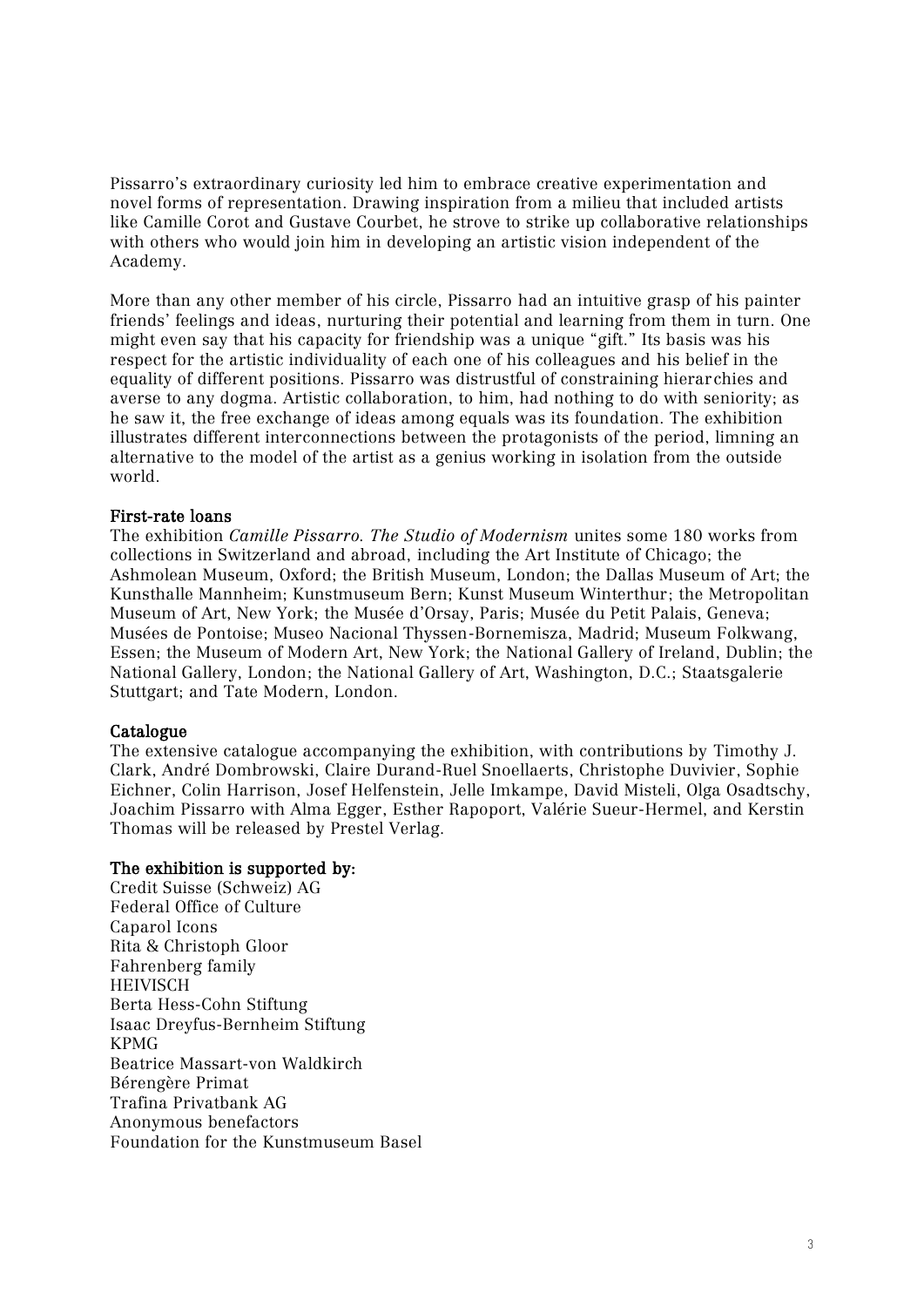Pissarro's extraordinary curiosity led him to embrace creative experimentation and novel forms of representation. Drawing inspiration from a milieu that included artists like Camille Corot and Gustave Courbet, he strove to strike up collaborative relationships with others who would join him in developing an artistic vision independent of the Academy.

More than any other member of his circle, Pissarro had an intuitive grasp of his painter friends' feelings and ideas, nurturing their potential and learning from them in turn. One might even say that his capacity for friendship was a unique "gift." Its basis was his respect for the artistic individuality of each one of his colleagues and his belief in the equality of different positions. Pissarro was distrustful of constraining hierarchies and averse to any dogma. Artistic collaboration, to him, had nothing to do with seniority; as he saw it, the free exchange of ideas among equals was its foundation. The exhibition illustrates different interconnections between the protagonists of the period, limning an alternative to the model of the artist as a genius working in isolation from the outside world.

**First-rate loans**

The exhibition *Camille Pissarro. The Studio of Modernism* unites some 180 works from collections in Switzerland and abroad, including the Art Institute of Chicago; the Ashmolean Museum, Oxford; the British Museum, London; the Dallas Museum of Art; the Kunsthalle Mannheim; Kunstmuseum Bern; Kunst Museum Winterthur; the Metropolitan Museum of Art, New York; the Musée d'Orsay, Paris; Musée du Petit Palais, Geneva; Musées de Pontoise; Museo Nacional Thyssen-Bornemisza, Madrid; Museum Folkwang, Essen; the Museum of Modern Art, New York; the National Gallery of Ireland, Dublin; the National Gallery, London; the National Gallery of Art, Washington, D.C.; Staatsgalerie Stuttgart; and Tate Modern, London.

**Catalogue**

The extensive catalogue accompanying the exhibition, with contributions by Timothy J. Clark, André Dombrowski, Claire Durand-Ruel Snoellaerts, Christophe Duvivier, Sophie Eichner, Colin Harrison, Josef Helfenstein, Jelle Imkampe, David Misteli, Olga Osadtschy, Joachim Pissarro with Alma Egger, Esther Rapoport, Valérie Sueur-Hermel, and Kerstin Thomas will be released by Prestel Verlag.

**The exhibition is supported by:**

Credit Suisse (Schweiz) AG
Federal Office of Culture
Caparol Icons
Rita & Christoph Gloor
Fahrenberg family
HEIVISCH
Berta Hess-Cohn Stiftung
Isaac Dreyfus-Bernheim Stiftung
KPMG
Beatrice Massart-von Waldkirch
Bérengère Primat
Trafina Privatbank AG
Anonymous benefactors
Foundation for the Kunstmuseum Basel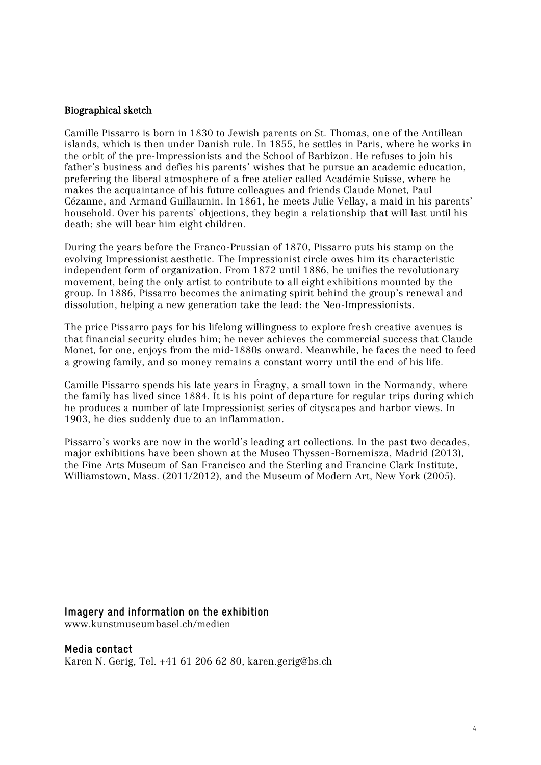## Biographical sketch

Camille Pissarro is born in 1830 to Jewish parents on St. Thomas, one of the Antillean islands, which is then under Danish rule. In 1855, he settles in Paris, where he works in the orbit of the pre-Impressionists and the School of Barbizon. He refuses to join his father's business and defies his parents' wishes that he pursue an academic education, preferring the liberal atmosphere of a free atelier called Académie Suisse, where he makes the acquaintance of his future colleagues and friends Claude Monet, Paul Cézanne, and Armand Guillaumin. In 1861, he meets Julie Vellay, a maid in his parents' household. Over his parents' objections, they begin a relationship that will last until his death; she will bear him eight children.

During the years before the Franco-Prussian of 1870, Pissarro puts his stamp on the evolving Impressionist aesthetic. The Impressionist circle owes him its characteristic independent form of organization. From 1872 until 1886, he unifies the revolutionary movement, being the only artist to contribute to all eight exhibitions mounted by the group. In 1886, Pissarro becomes the animating spirit behind the group's renewal and dissolution, helping a new generation take the lead: the Neo-Impressionists.

The price Pissarro pays for his lifelong willingness to explore fresh creative avenues is that financial security eludes him; he never achieves the commercial success that Claude Monet, for one, enjoys from the mid-1880s onward. Meanwhile, he faces the need to feed a growing family, and so money remains a constant worry until the end of his life.

Camille Pissarro spends his late years in Éragny, a small town in the Normandy, where the family has lived since 1884. It is his point of departure for regular trips during which he produces a number of late Impressionist series of cityscapes and harbor views. In 1903, he dies suddenly due to an inflammation.

Pissarro's works are now in the world's leading art collections. In the past two decades, major exhibitions have been shown at the Museo Thyssen-Bornemisza, Madrid (2013), the Fine Arts Museum of San Francisco and the Sterling and Francine Clark Institute, Williamstown, Mass. (2011/2012), and the Museum of Modern Art, New York (2005).

**Imagery and information on the exhibition**
www.kunstmuseumbasel.ch/medien

**Media contact**
Karen N. Gerig, Tel. +41 61 206 62 80, karen.gerig@bs.ch